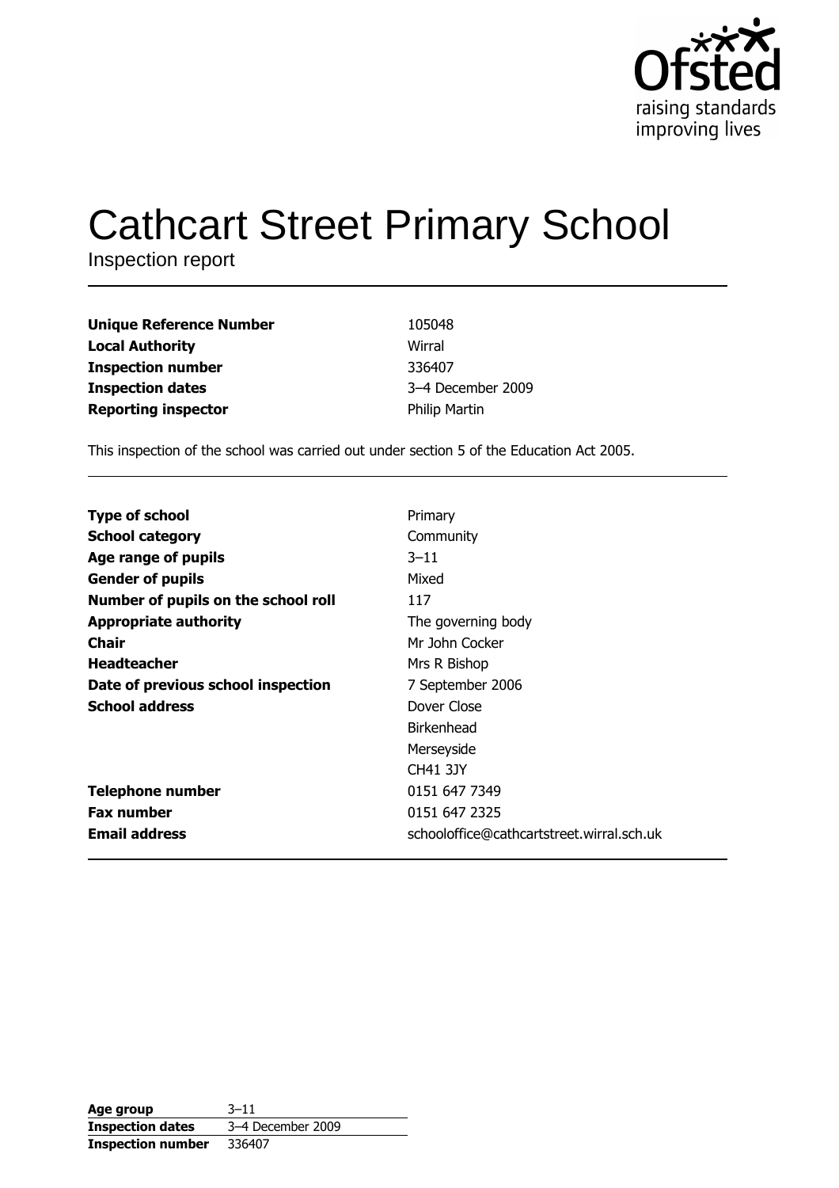Ofsted
raising standards
improving lives

# Cathcart Street Primary School

Inspection report

| | |
|---|---|
| **Unique Reference Number** | 105048 |
| **Local Authority** | Wirral |
| **Inspection number** | 336407 |
| **Inspection dates** | 3–4 December 2009 |
| **Reporting inspector** | Philip Martin |

This inspection of the school was carried out under section 5 of the Education Act 2005.

| | |
|---|---|
| **Type of school** | Primary |
| **School category** | Community |
| **Age range of pupils** | 3–11 |
| **Gender of pupils** | Mixed |
| **Number of pupils on the school roll** | 117 |
| **Appropriate authority** | The governing body |
| **Chair** | Mr John Cocker |
| **Headteacher** | Mrs R Bishop |
| **Date of previous school inspection** | 7 September 2006 |
| **School address** | Dover Close<br>Birkenhead<br>Merseyside<br>CH41 3JY |
| **Telephone number** | 0151 647 7349 |
| **Fax number** | 0151 647 2325 |
| **Email address** | schooloffice@cathcartstreet.wirral.sch.uk |

| | |
|---|---|
| **Age group** | 3–11 |
| **Inspection dates** | 3–4 December 2009 |
| **Inspection number** | 336407 |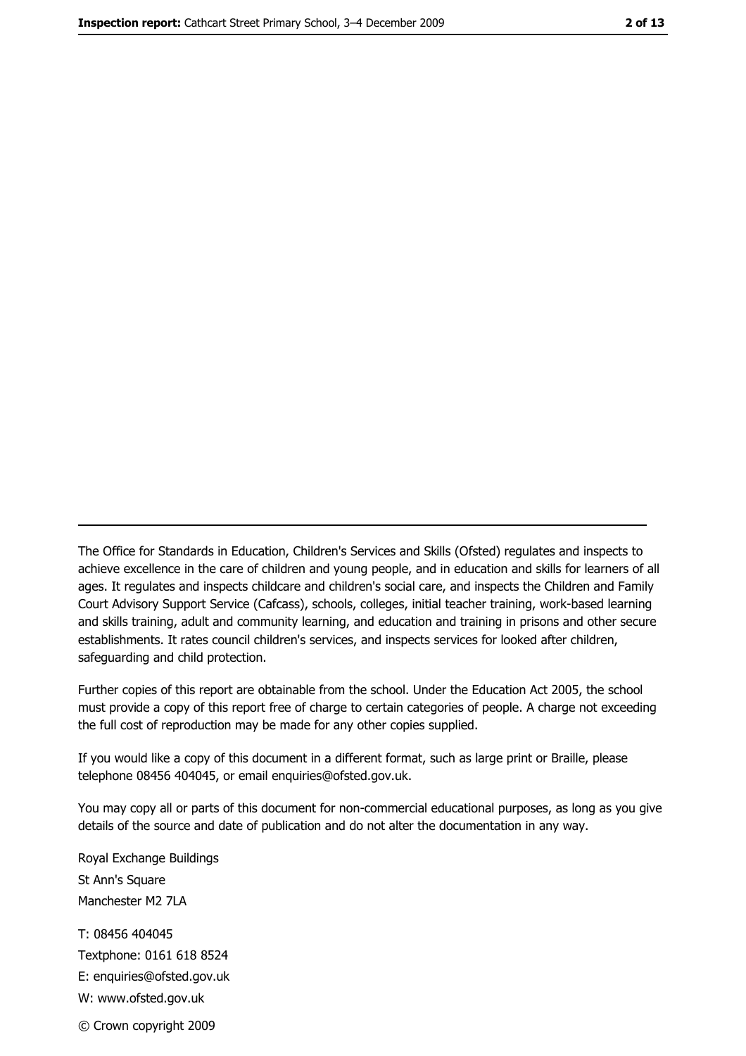The Office for Standards in Education, Children's Services and Skills (Ofsted) regulates and inspects to achieve excellence in the care of children and young people, and in education and skills for learners of all ages. It regulates and inspects childcare and children's social care, and inspects the Children and Family Court Advisory Support Service (Cafcass), schools, colleges, initial teacher training, work-based learning and skills training, adult and community learning, and education and training in prisons and other secure establishments. It rates council children's services, and inspects services for looked after children, safeguarding and child protection.

Further copies of this report are obtainable from the school. Under the Education Act 2005, the school must provide a copy of this report free of charge to certain categories of people. A charge not exceeding the full cost of reproduction may be made for any other copies supplied.

If you would like a copy of this document in a different format, such as large print or Braille, please telephone 08456 404045, or email enquiries@ofsted.gov.uk.

You may copy all or parts of this document for non-commercial educational purposes, as long as you give details of the source and date of publication and do not alter the documentation in any way.

Royal Exchange Buildings
St Ann's Square
Manchester M2 7LA

T: 08456 404045
Textphone: 0161 618 8524
E: enquiries@ofsted.gov.uk
W: www.ofsted.gov.uk

© Crown copyright 2009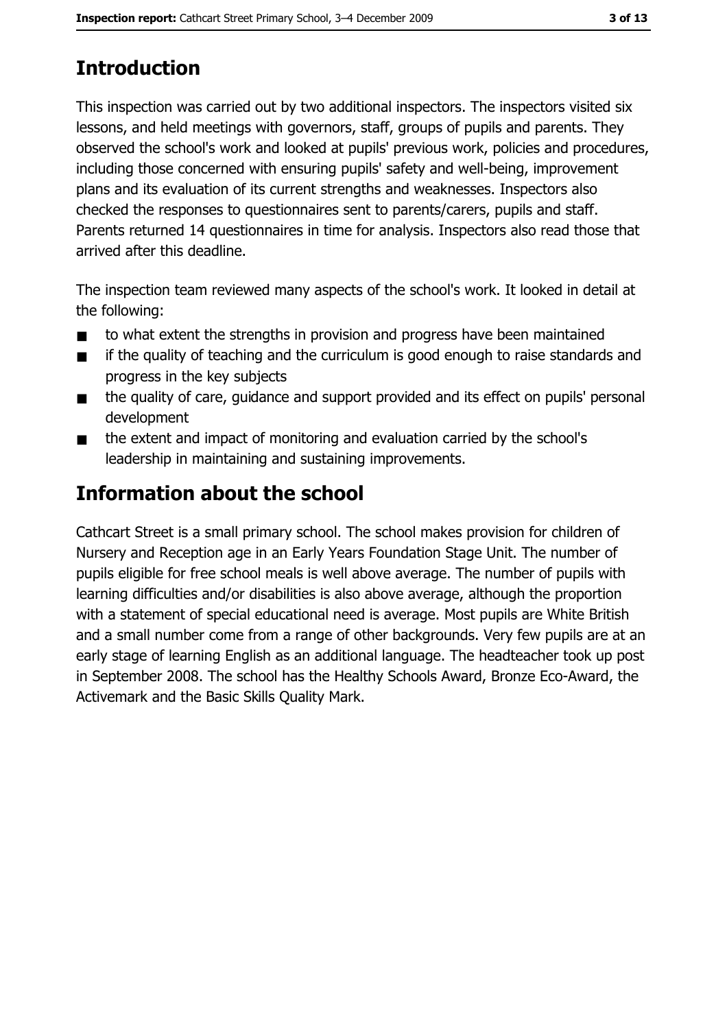## Introduction

This inspection was carried out by two additional inspectors. The inspectors visited six lessons, and held meetings with governors, staff, groups of pupils and parents. They observed the school's work and looked at pupils' previous work, policies and procedures, including those concerned with ensuring pupils' safety and well-being, improvement plans and its evaluation of its current strengths and weaknesses. Inspectors also checked the responses to questionnaires sent to parents/carers, pupils and staff. Parents returned 14 questionnaires in time for analysis. Inspectors also read those that arrived after this deadline.

The inspection team reviewed many aspects of the school's work. It looked in detail at the following:

- to what extent the strengths in provision and progress have been maintained
- if the quality of teaching and the curriculum is good enough to raise standards and progress in the key subjects
- the quality of care, guidance and support provided and its effect on pupils' personal development
- the extent and impact of monitoring and evaluation carried by the school's leadership in maintaining and sustaining improvements.

## Information about the school

Cathcart Street is a small primary school. The school makes provision for children of Nursery and Reception age in an Early Years Foundation Stage Unit. The number of pupils eligible for free school meals is well above average. The number of pupils with learning difficulties and/or disabilities is also above average, although the proportion with a statement of special educational need is average. Most pupils are White British and a small number come from a range of other backgrounds. Very few pupils are at an early stage of learning English as an additional language. The headteacher took up post in September 2008. The school has the Healthy Schools Award, Bronze Eco-Award, the Activemark and the Basic Skills Quality Mark.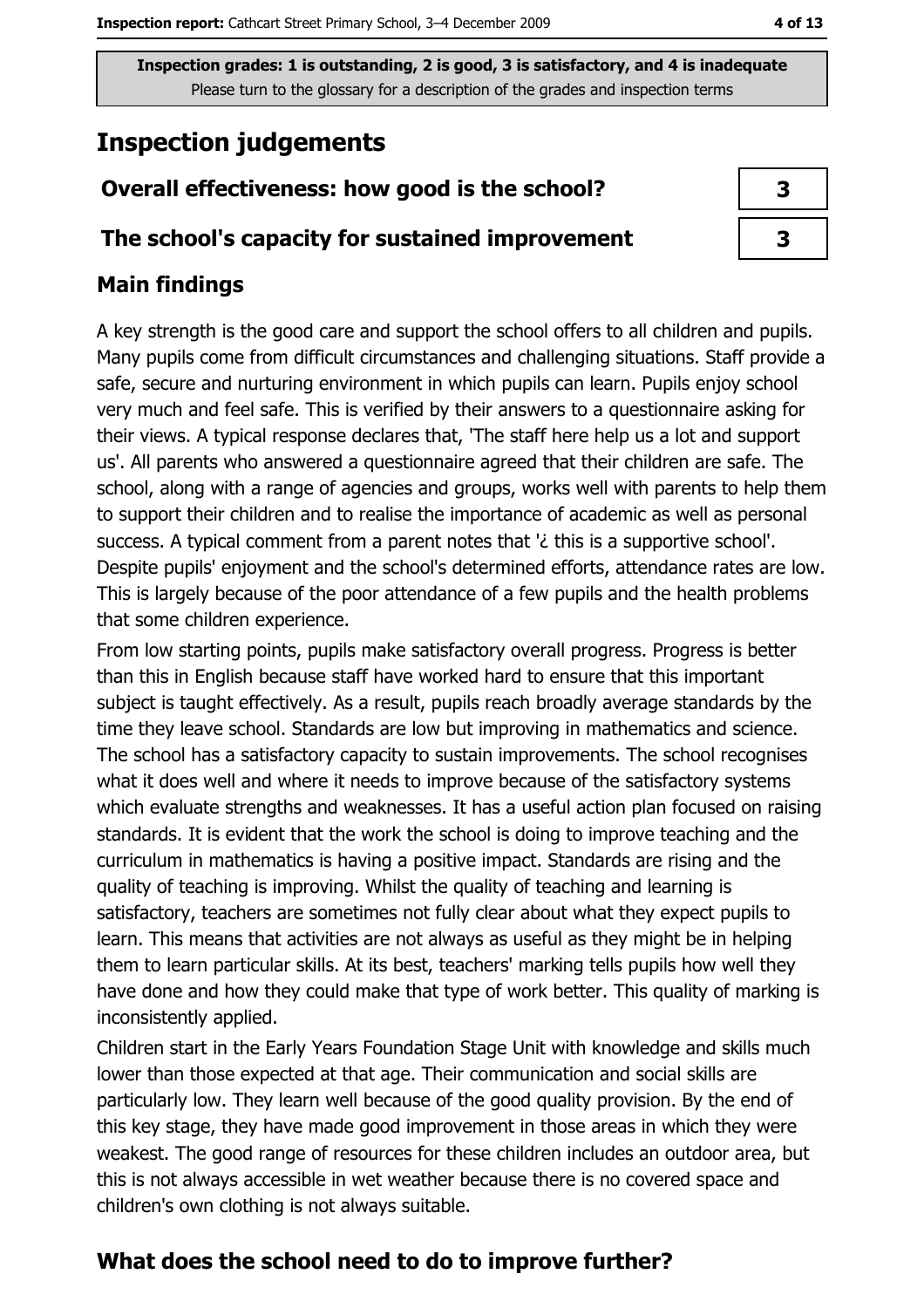Inspection grades: 1 is outstanding, 2 is good, 3 is satisfactory, and 4 is inadequate
Please turn to the glossary for a description of the grades and inspection terms

# Inspection judgements

| | |
|---|---|
| **Overall effectiveness: how good is the school?** | 3 |
| **The school's capacity for sustained improvement** | 3 |

## Main findings

A key strength is the good care and support the school offers to all children and pupils. Many pupils come from difficult circumstances and challenging situations. Staff provide a safe, secure and nurturing environment in which pupils can learn. Pupils enjoy school very much and feel safe. This is verified by their answers to a questionnaire asking for their views. A typical response declares that, 'The staff here help us a lot and support us'. All parents who answered a questionnaire agreed that their children are safe. The school, along with a range of agencies and groups, works well with parents to help them to support their children and to realise the importance of academic as well as personal success. A typical comment from a parent notes that '¿ this is a supportive school'. Despite pupils' enjoyment and the school's determined efforts, attendance rates are low. This is largely because of the poor attendance of a few pupils and the health problems that some children experience.

From low starting points, pupils make satisfactory overall progress. Progress is better than this in English because staff have worked hard to ensure that this important subject is taught effectively. As a result, pupils reach broadly average standards by the time they leave school. Standards are low but improving in mathematics and science. The school has a satisfactory capacity to sustain improvements. The school recognises what it does well and where it needs to improve because of the satisfactory systems which evaluate strengths and weaknesses. It has a useful action plan focused on raising standards. It is evident that the work the school is doing to improve teaching and the curriculum in mathematics is having a positive impact. Standards are rising and the quality of teaching is improving. Whilst the quality of teaching and learning is satisfactory, teachers are sometimes not fully clear about what they expect pupils to learn. This means that activities are not always as useful as they might be in helping them to learn particular skills. At its best, teachers' marking tells pupils how well they have done and how they could make that type of work better. This quality of marking is inconsistently applied.

Children start in the Early Years Foundation Stage Unit with knowledge and skills much lower than those expected at that age. Their communication and social skills are particularly low. They learn well because of the good quality provision. By the end of this key stage, they have made good improvement in those areas in which they were weakest. The good range of resources for these children includes an outdoor area, but this is not always accessible in wet weather because there is no covered space and children's own clothing is not always suitable.

## What does the school need to do to improve further?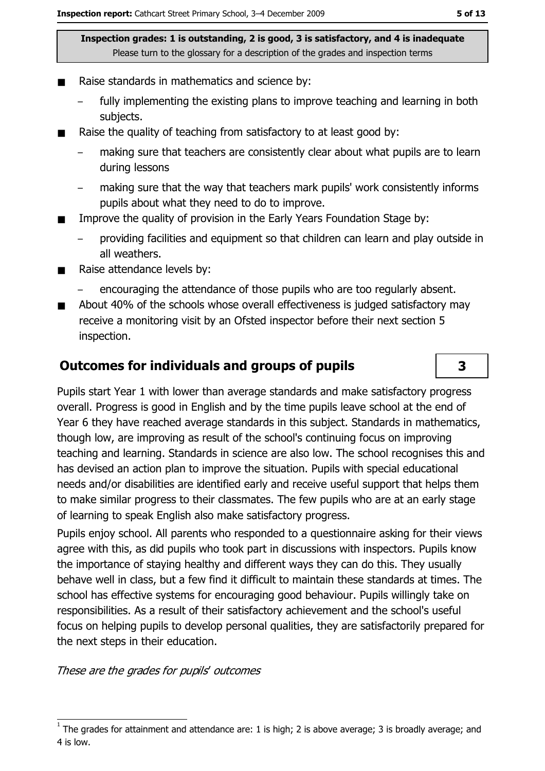Inspection grades: 1 is outstanding, 2 is good, 3 is satisfactory, and 4 is inadequate
Please turn to the glossary for a description of the grades and inspection terms

- Raise standards in mathematics and science by:
  - fully implementing the existing plans to improve teaching and learning in both subjects.
- Raise the quality of teaching from satisfactory to at least good by:
  - making sure that teachers are consistently clear about what pupils are to learn during lessons
  - making sure that the way that teachers mark pupils' work consistently informs pupils about what they need to do to improve.
- Improve the quality of provision in the Early Years Foundation Stage by:
  - providing facilities and equipment so that children can learn and play outside in all weathers.
- Raise attendance levels by:
  - encouraging the attendance of those pupils who are too regularly absent.
- About 40% of the schools whose overall effectiveness is judged satisfactory may receive a monitoring visit by an Ofsted inspector before their next section 5 inspection.

## Outcomes for individuals and groups of pupils

**3**

Pupils start Year 1 with lower than average standards and make satisfactory progress overall. Progress is good in English and by the time pupils leave school at the end of Year 6 they have reached average standards in this subject. Standards in mathematics, though low, are improving as result of the school's continuing focus on improving teaching and learning. Standards in science are also low. The school recognises this and has devised an action plan to improve the situation. Pupils with special educational needs and/or disabilities are identified early and receive useful support that helps them to make similar progress to their classmates. The few pupils who are at an early stage of learning to speak English also make satisfactory progress.

Pupils enjoy school. All parents who responded to a questionnaire asking for their views agree with this, as did pupils who took part in discussions with inspectors. Pupils know the importance of staying healthy and different ways they can do this. They usually behave well in class, but a few find it difficult to maintain these standards at times. The school has effective systems for encouraging good behaviour. Pupils willingly take on responsibilities. As a result of their satisfactory achievement and the school's useful focus on helping pupils to develop personal qualities, they are satisfactorily prepared for the next steps in their education.

*These are the grades for pupils' outcomes*

[1] The grades for attainment and attendance are: 1 is high; 2 is above average; 3 is broadly average; and 4 is low.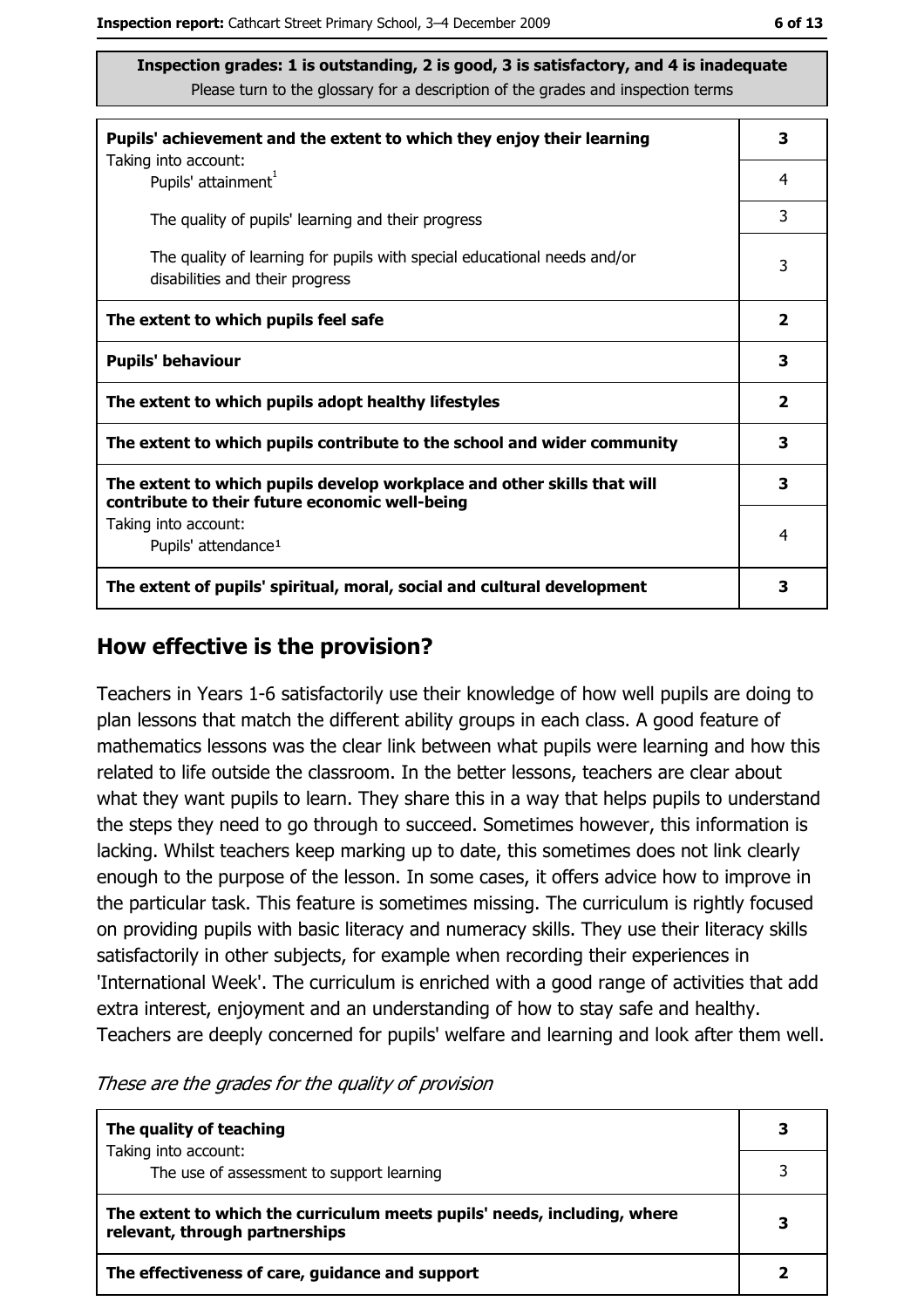**Inspection grades: 1 is outstanding, 2 is good, 3 is satisfactory, and 4 is inadequate**
Please turn to the glossary for a description of the grades and inspection terms

| | |
|---|---|
| **Pupils' achievement and the extent to which they enjoy their learning** | **3** |
| Taking into account: Pupils' attainment[1] | 4 |
| The quality of pupils' learning and their progress | 3 |
| The quality of learning for pupils with special educational needs and/or disabilities and their progress | 3 |
| **The extent to which pupils feel safe** | **2** |
| **Pupils' behaviour** | **3** |
| **The extent to which pupils adopt healthy lifestyles** | **2** |
| **The extent to which pupils contribute to the school and wider community** | **3** |
| **The extent to which pupils develop workplace and other skills that will contribute to their future economic well-being** | **3** |
| Taking into account: Pupils' attendance[1] | 4 |
| **The extent of pupils' spiritual, moral, social and cultural development** | **3** |

## How effective is the provision?

Teachers in Years 1-6 satisfactorily use their knowledge of how well pupils are doing to plan lessons that match the different ability groups in each class. A good feature of mathematics lessons was the clear link between what pupils were learning and how this related to life outside the classroom. In the better lessons, teachers are clear about what they want pupils to learn. They share this in a way that helps pupils to understand the steps they need to go through to succeed. Sometimes however, this information is lacking. Whilst teachers keep marking up to date, this sometimes does not link clearly enough to the purpose of the lesson. In some cases, it offers advice how to improve in the particular task. This feature is sometimes missing. The curriculum is rightly focused on providing pupils with basic literacy and numeracy skills. They use their literacy skills satisfactorily in other subjects, for example when recording their experiences in 'International Week'. The curriculum is enriched with a good range of activities that add extra interest, enjoyment and an understanding of how to stay safe and healthy. Teachers are deeply concerned for pupils' welfare and learning and look after them well.

*These are the grades for the quality of provision*

| | |
|---|---|
| **The quality of teaching** | **3** |
| Taking into account: The use of assessment to support learning | 3 |
| **The extent to which the curriculum meets pupils' needs, including, where relevant, through partnerships** | **3** |
| **The effectiveness of care, guidance and support** | **2** |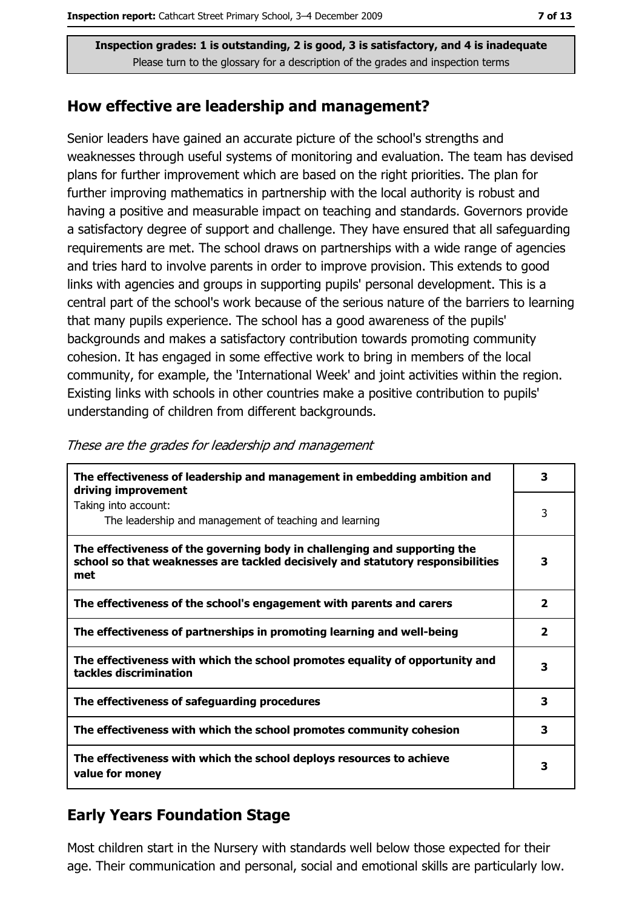**Inspection grades: 1 is outstanding, 2 is good, 3 is satisfactory, and 4 is inadequate**
Please turn to the glossary for a description of the grades and inspection terms

## How effective are leadership and management?

Senior leaders have gained an accurate picture of the school's strengths and weaknesses through useful systems of monitoring and evaluation. The team has devised plans for further improvement which are based on the right priorities. The plan for further improving mathematics in partnership with the local authority is robust and having a positive and measurable impact on teaching and standards. Governors provide a satisfactory degree of support and challenge. They have ensured that all safeguarding requirements are met. The school draws on partnerships with a wide range of agencies and tries hard to involve parents in order to improve provision. This extends to good links with agencies and groups in supporting pupils' personal development. This is a central part of the school's work because of the serious nature of the barriers to learning that many pupils experience. The school has a good awareness of the pupils' backgrounds and makes a satisfactory contribution towards promoting community cohesion. It has engaged in some effective work to bring in members of the local community, for example, the 'International Week' and joint activities within the region. Existing links with schools in other countries make a positive contribution to pupils' understanding of children from different backgrounds.

*These are the grades for leadership and management*

| | |
|---|---|
| **The effectiveness of leadership and management in embedding ambition and driving improvement** | **3** |
| Taking into account: The leadership and management of teaching and learning | 3 |
| **The effectiveness of the governing body in challenging and supporting the school so that weaknesses are tackled decisively and statutory responsibilities met** | **3** |
| **The effectiveness of the school's engagement with parents and carers** | **2** |
| **The effectiveness of partnerships in promoting learning and well-being** | **2** |
| **The effectiveness with which the school promotes equality of opportunity and tackles discrimination** | **3** |
| **The effectiveness of safeguarding procedures** | **3** |
| **The effectiveness with which the school promotes community cohesion** | **3** |
| **The effectiveness with which the school deploys resources to achieve value for money** | **3** |

## Early Years Foundation Stage

Most children start in the Nursery with standards well below those expected for their age. Their communication and personal, social and emotional skills are particularly low.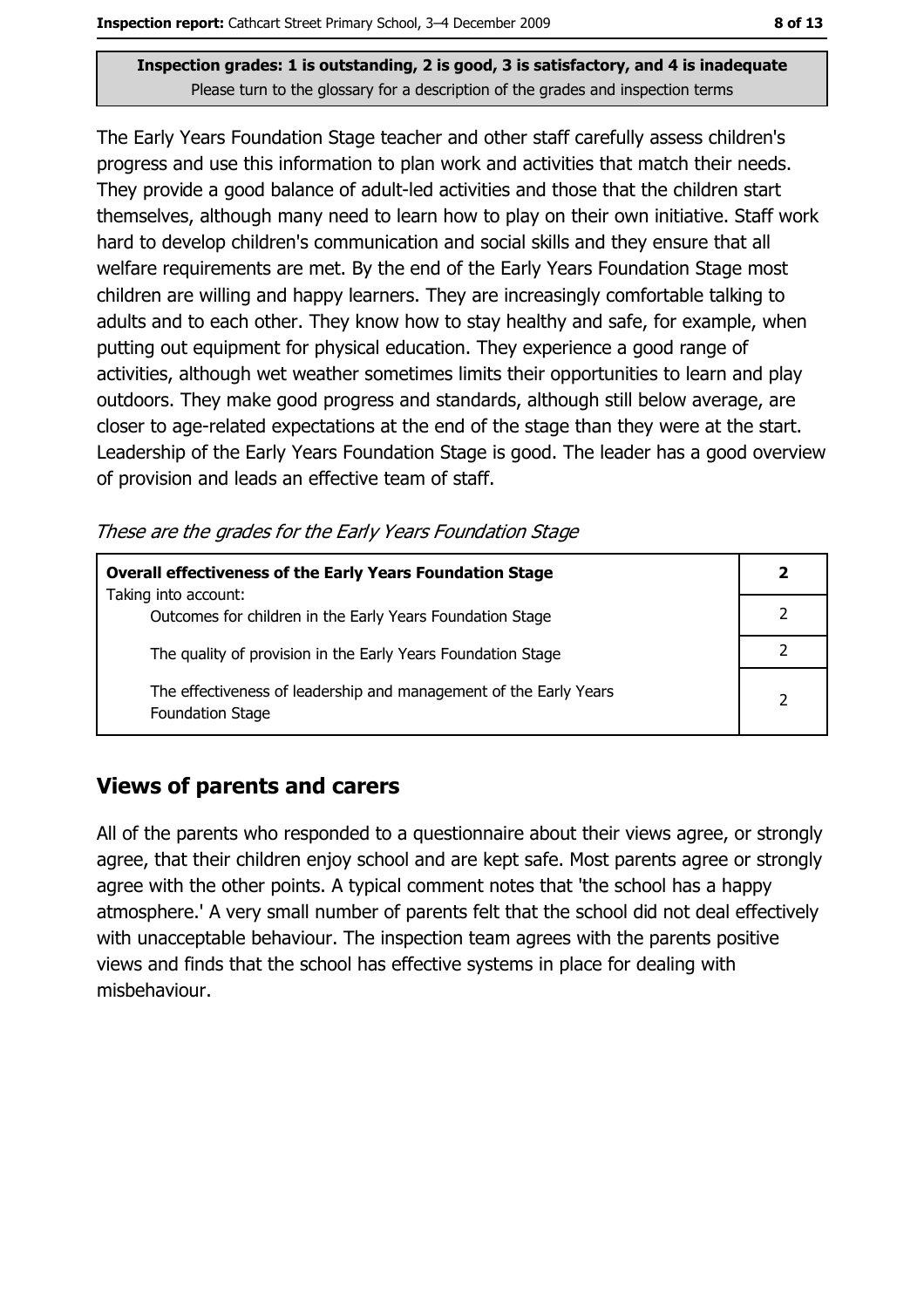**Inspection grades: 1 is outstanding, 2 is good, 3 is satisfactory, and 4 is inadequate**
Please turn to the glossary for a description of the grades and inspection terms

The Early Years Foundation Stage teacher and other staff carefully assess children's progress and use this information to plan work and activities that match their needs. They provide a good balance of adult-led activities and those that the children start themselves, although many need to learn how to play on their own initiative. Staff work hard to develop children's communication and social skills and they ensure that all welfare requirements are met. By the end of the Early Years Foundation Stage most children are willing and happy learners. They are increasingly comfortable talking to adults and to each other. They know how to stay healthy and safe, for example, when putting out equipment for physical education. They experience a good range of activities, although wet weather sometimes limits their opportunities to learn and play outdoors. They make good progress and standards, although still below average, are closer to age-related expectations at the end of the stage than they were at the start. Leadership of the Early Years Foundation Stage is good. The leader has a good overview of provision and leads an effective team of staff.

*These are the grades for the Early Years Foundation Stage*

| **Overall effectiveness of the Early Years Foundation Stage** Taking into account: | **2** |
|---|---|
| Outcomes for children in the Early Years Foundation Stage | 2 |
| The quality of provision in the Early Years Foundation Stage | 2 |
| The effectiveness of leadership and management of the Early Years Foundation Stage | 2 |

## Views of parents and carers

All of the parents who responded to a questionnaire about their views agree, or strongly agree, that their children enjoy school and are kept safe. Most parents agree or strongly agree with the other points. A typical comment notes that 'the school has a happy atmosphere.' A very small number of parents felt that the school did not deal effectively with unacceptable behaviour. The inspection team agrees with the parents positive views and finds that the school has effective systems in place for dealing with misbehaviour.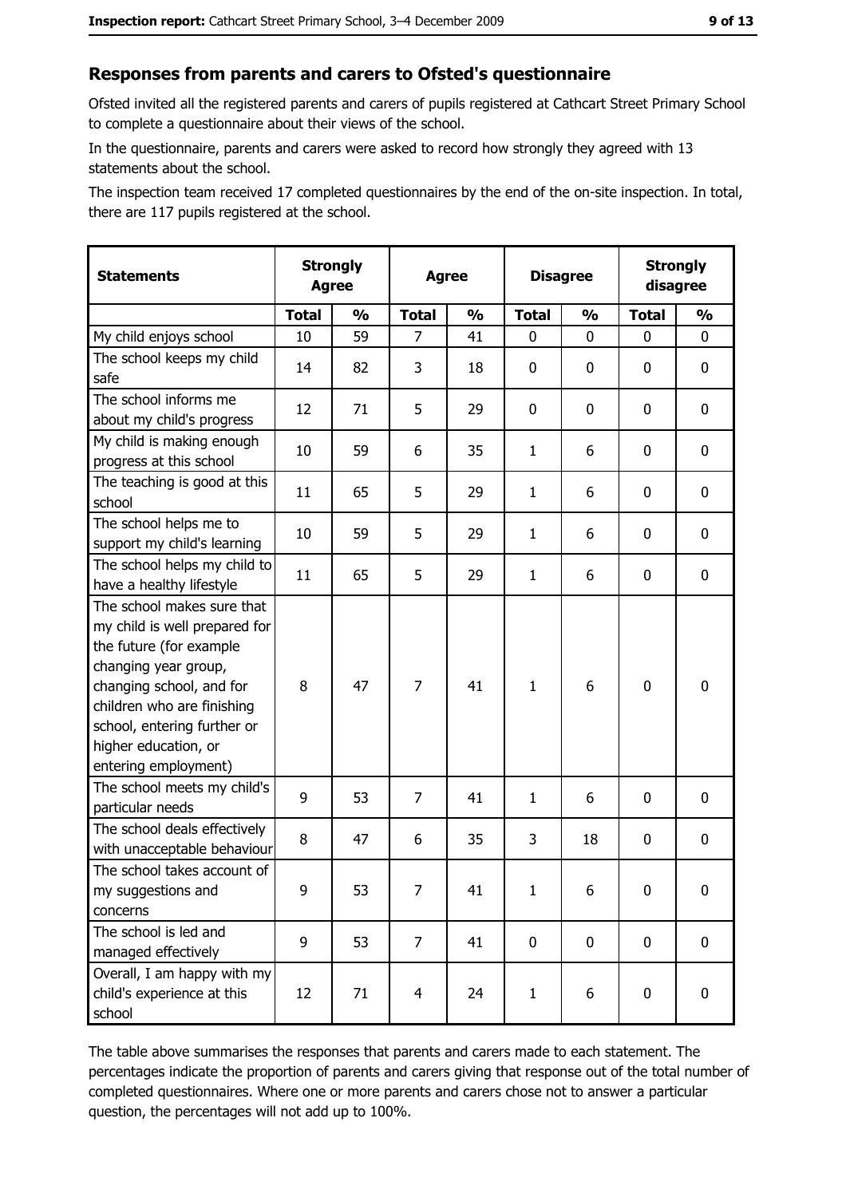## Responses from parents and carers to Ofsted's questionnaire

Ofsted invited all the registered parents and carers of pupils registered at Cathcart Street Primary School to complete a questionnaire about their views of the school.

In the questionnaire, parents and carers were asked to record how strongly they agreed with 13 statements about the school.

The inspection team received 17 completed questionnaires by the end of the on-site inspection. In total, there are 117 pupils registered at the school.

| Statements | Strongly Agree | | Agree | | Disagree | | Strongly disagree | |
|---|---|---|---|---|---|---|---|---|
| | Total | % | Total | % | Total | % | Total | % |
| My child enjoys school | 10 | 59 | 7 | 41 | 0 | 0 | 0 | 0 |
| The school keeps my child safe | 14 | 82 | 3 | 18 | 0 | 0 | 0 | 0 |
| The school informs me about my child's progress | 12 | 71 | 5 | 29 | 0 | 0 | 0 | 0 |
| My child is making enough progress at this school | 10 | 59 | 6 | 35 | 1 | 6 | 0 | 0 |
| The teaching is good at this school | 11 | 65 | 5 | 29 | 1 | 6 | 0 | 0 |
| The school helps me to support my child's learning | 10 | 59 | 5 | 29 | 1 | 6 | 0 | 0 |
| The school helps my child to have a healthy lifestyle | 11 | 65 | 5 | 29 | 1 | 6 | 0 | 0 |
| The school makes sure that my child is well prepared for the future (for example changing year group, changing school, and for children who are finishing school, entering further or higher education, or entering employment) | 8 | 47 | 7 | 41 | 1 | 6 | 0 | 0 |
| The school meets my child's particular needs | 9 | 53 | 7 | 41 | 1 | 6 | 0 | 0 |
| The school deals effectively with unacceptable behaviour | 8 | 47 | 6 | 35 | 3 | 18 | 0 | 0 |
| The school takes account of my suggestions and concerns | 9 | 53 | 7 | 41 | 1 | 6 | 0 | 0 |
| The school is led and managed effectively | 9 | 53 | 7 | 41 | 0 | 0 | 0 | 0 |
| Overall, I am happy with my child's experience at this school | 12 | 71 | 4 | 24 | 1 | 6 | 0 | 0 |

The table above summarises the responses that parents and carers made to each statement. The percentages indicate the proportion of parents and carers giving that response out of the total number of completed questionnaires. Where one or more parents and carers chose not to answer a particular question, the percentages will not add up to 100%.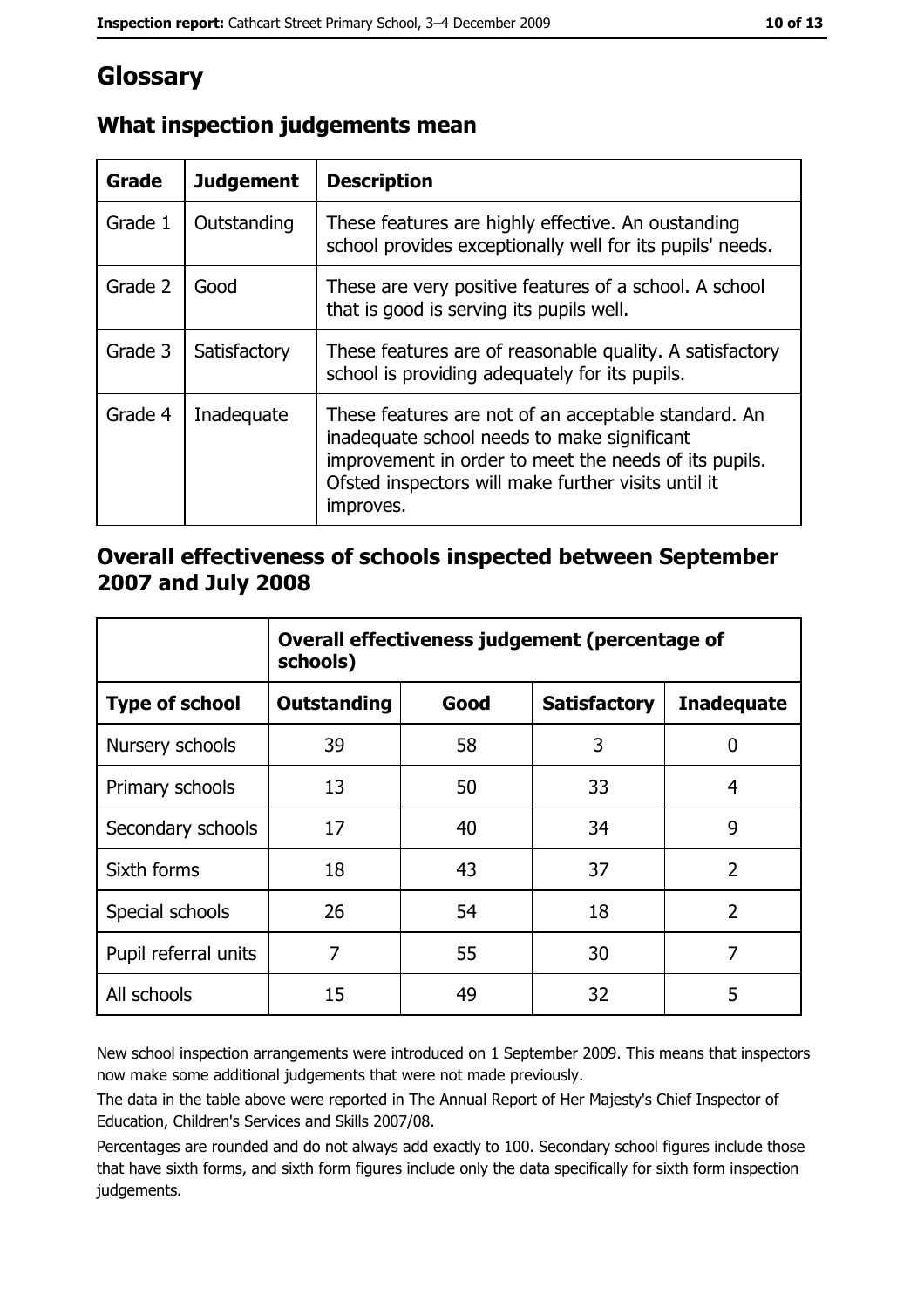# Glossary

## What inspection judgements mean

| Grade | Judgement | Description |
|---|---|---|
| Grade 1 | Outstanding | These features are highly effective. An oustanding school provides exceptionally well for its pupils' needs. |
| Grade 2 | Good | These are very positive features of a school. A school that is good is serving its pupils well. |
| Grade 3 | Satisfactory | These features are of reasonable quality. A satisfactory school is providing adequately for its pupils. |
| Grade 4 | Inadequate | These features are not of an acceptable standard. An inadequate school needs to make significant improvement in order to meet the needs of its pupils. Ofsted inspectors will make further visits until it improves. |

## Overall effectiveness of schools inspected between September 2007 and July 2008

| | Overall effectiveness judgement (percentage of schools) | | | |
|---|---|---|---|---|
| **Type of school** | **Outstanding** | **Good** | **Satisfactory** | **Inadequate** |
| Nursery schools | 39 | 58 | 3 | 0 |
| Primary schools | 13 | 50 | 33 | 4 |
| Secondary schools | 17 | 40 | 34 | 9 |
| Sixth forms | 18 | 43 | 37 | 2 |
| Special schools | 26 | 54 | 18 | 2 |
| Pupil referral units | 7 | 55 | 30 | 7 |
| All schools | 15 | 49 | 32 | 5 |

New school inspection arrangements were introduced on 1 September 2009. This means that inspectors now make some additional judgements that were not made previously.

The data in the table above were reported in The Annual Report of Her Majesty's Chief Inspector of Education, Children's Services and Skills 2007/08.

Percentages are rounded and do not always add exactly to 100. Secondary school figures include those that have sixth forms, and sixth form figures include only the data specifically for sixth form inspection judgements.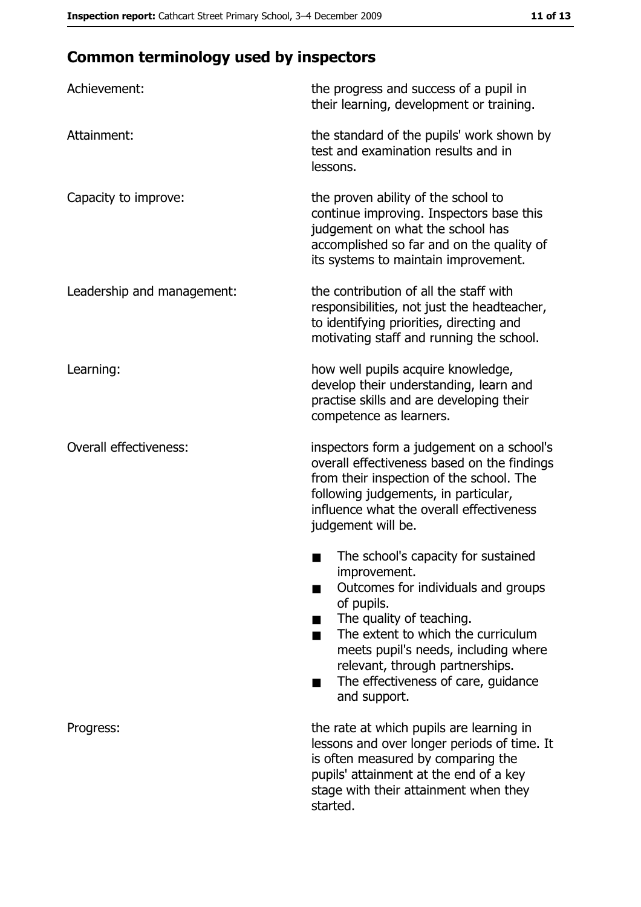## Common terminology used by inspectors

| | |
|---|---|
| Achievement: | the progress and success of a pupil in their learning, development or training. |
| Attainment: | the standard of the pupils' work shown by test and examination results and in lessons. |
| Capacity to improve: | the proven ability of the school to continue improving. Inspectors base this judgement on what the school has accomplished so far and on the quality of its systems to maintain improvement. |
| Leadership and management: | the contribution of all the staff with responsibilities, not just the headteacher, to identifying priorities, directing and motivating staff and running the school. |
| Learning: | how well pupils acquire knowledge, develop their understanding, learn and practise skills and are developing their competence as learners. |
| Overall effectiveness: | inspectors form a judgement on a school's overall effectiveness based on the findings from their inspection of the school. The following judgements, in particular, influence what the overall effectiveness judgement will be.<br>■ The school's capacity for sustained improvement.<br>■ Outcomes for individuals and groups of pupils.<br>■ The quality of teaching.<br>■ The extent to which the curriculum meets pupil's needs, including where relevant, through partnerships.<br>■ The effectiveness of care, guidance and support. |
| Progress: | the rate at which pupils are learning in lessons and over longer periods of time. It is often measured by comparing the pupils' attainment at the end of a key stage with their attainment when they started. |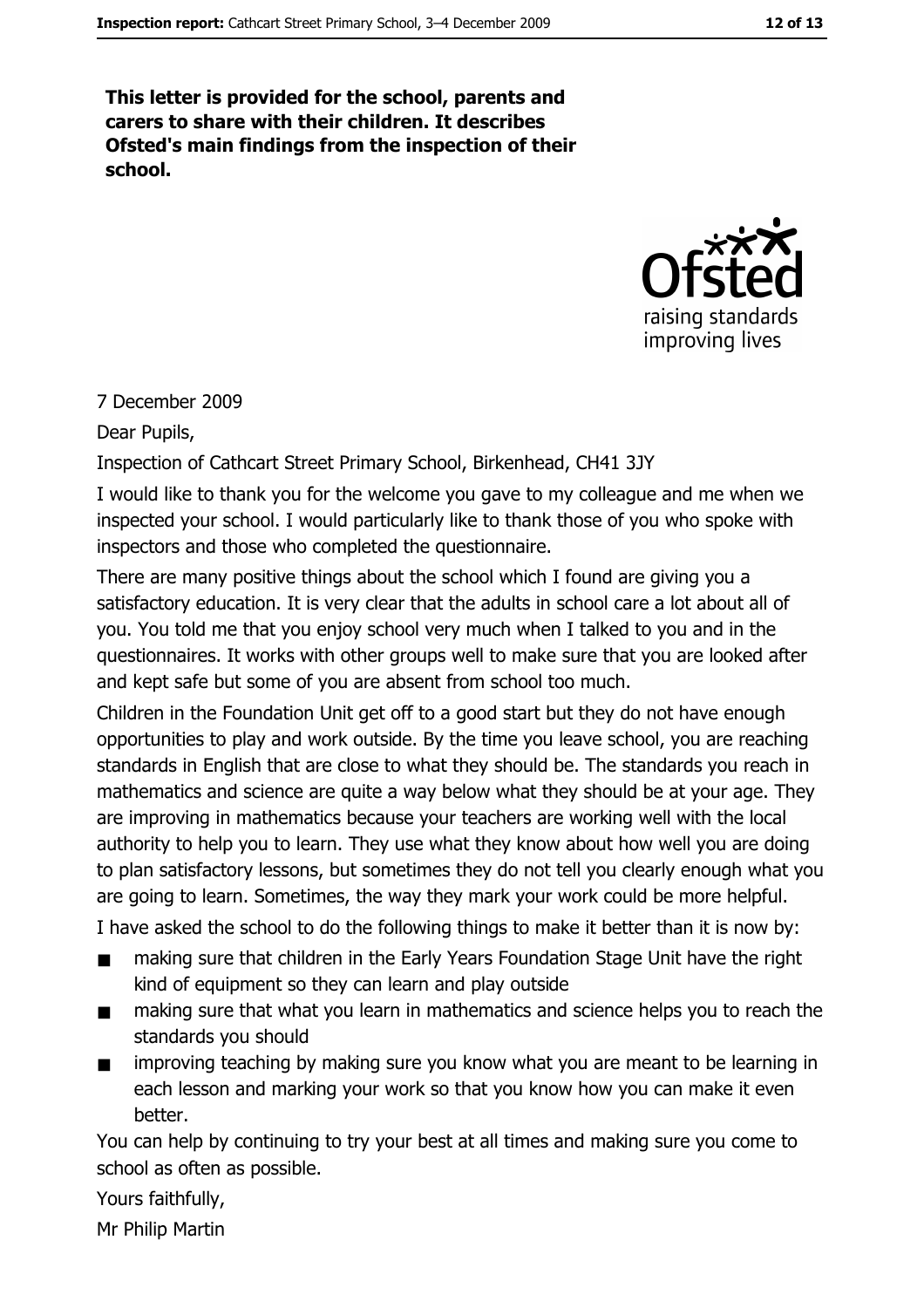**This letter is provided for the school, parents and carers to share with their children. It describes Ofsted's main findings from the inspection of their school.**

7 December 2009

Dear Pupils,

Inspection of Cathcart Street Primary School, Birkenhead, CH41 3JY

I would like to thank you for the welcome you gave to my colleague and me when we inspected your school. I would particularly like to thank those of you who spoke with inspectors and those who completed the questionnaire.

There are many positive things about the school which I found are giving you a satisfactory education. It is very clear that the adults in school care a lot about all of you. You told me that you enjoy school very much when I talked to you and in the questionnaires. It works with other groups well to make sure that you are looked after and kept safe but some of you are absent from school too much.

Children in the Foundation Unit get off to a good start but they do not have enough opportunities to play and work outside. By the time you leave school, you are reaching standards in English that are close to what they should be. The standards you reach in mathematics and science are quite a way below what they should be at your age. They are improving in mathematics because your teachers are working well with the local authority to help you to learn. They use what they know about how well you are doing to plan satisfactory lessons, but sometimes they do not tell you clearly enough what you are going to learn. Sometimes, the way they mark your work could be more helpful.

I have asked the school to do the following things to make it better than it is now by:

- making sure that children in the Early Years Foundation Stage Unit have the right kind of equipment so they can learn and play outside
- making sure that what you learn in mathematics and science helps you to reach the standards you should
- improving teaching by making sure you know what you are meant to be learning in each lesson and marking your work so that you know how you can make it even better.

You can help by continuing to try your best at all times and making sure you come to school as often as possible.

Yours faithfully,

Mr Philip Martin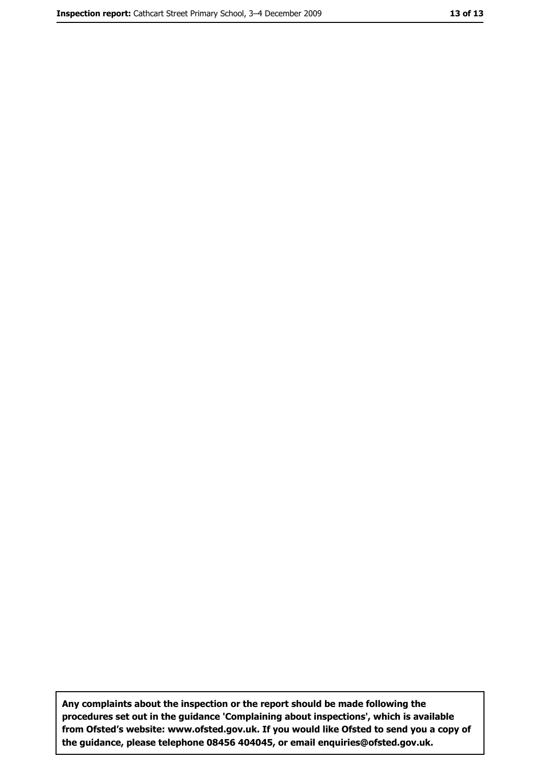**Any complaints about the inspection or the report should be made following the procedures set out in the guidance 'Complaining about inspections', which is available from Ofsted's website: www.ofsted.gov.uk. If you would like Ofsted to send you a copy of the guidance, please telephone 08456 404045, or email enquiries@ofsted.gov.uk.**